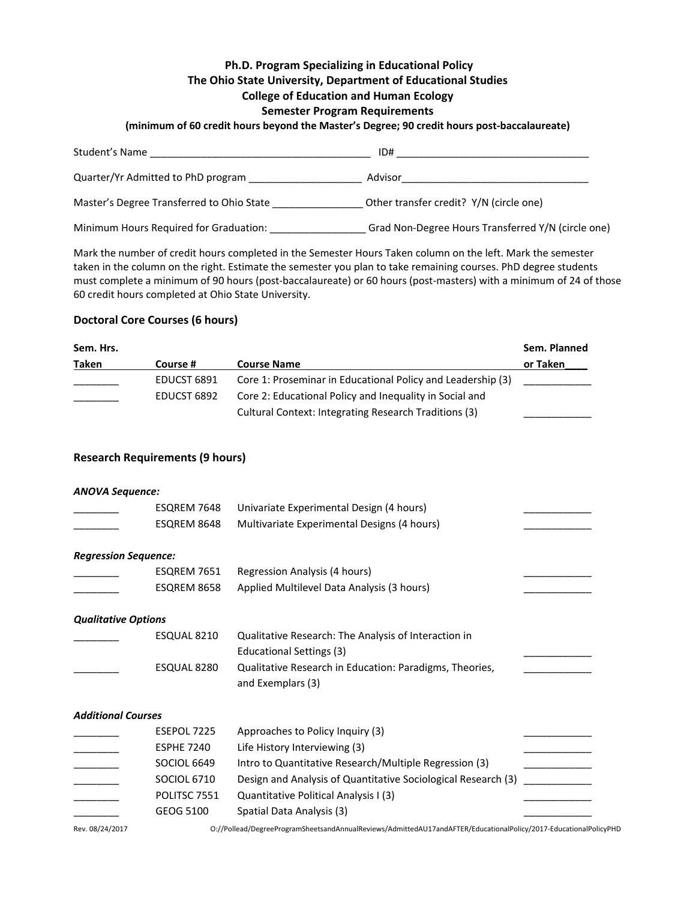**Ph.D. Program Specializing in Educational Policy**
**The Ohio State University, Department of Educational Studies**
**College of Education and Human Ecology**
**Semester Program Requirements**
**(minimum of 60 credit hours beyond the Master's Degree; 90 credit hours post-baccalaureate)**

Student's Name ______________________________________ ID# __________________________________

Quarter/Yr Admitted to PhD program ____________________ Advisor_________________________________

Master's Degree Transferred to Ohio State ________________ Other transfer credit? Y/N (circle one)

Minimum Hours Required for Graduation: _________________ Grad Non-Degree Hours Transferred Y/N (circle one)

Mark the number of credit hours completed in the Semester Hours Taken column on the left. Mark the semester taken in the column on the right. Estimate the semester you plan to take remaining courses. PhD degree students must complete a minimum of 90 hours (post-baccalaureate) or 60 hours (post-masters) with a minimum of 24 of those 60 credit hours completed at Ohio State University.

## Doctoral Core Courses (6 hours)

| Sem. Hrs. Taken | Course # | Course Name | Sem. Planned or Taken |
|---|---|---|---|
| ________ | EDUCST 6891 | Core 1: Proseminar in Educational Policy and Leadership (3) | ____________ |
| ________ | EDUCST 6892 | Core 2: Educational Policy and Inequality in Social and Cultural Context: Integrating Research Traditions (3) | ____________ |

## Research Requirements (9 hours)

***ANOVA Sequence:***

| Sem. Hrs. Taken | Course # | Course Name | Sem. Planned or Taken |
|---|---|---|---|
| ________ | ESQREM 7648 | Univariate Experimental Design (4 hours) | ____________ |
| ________ | ESQREM 8648 | Multivariate Experimental Designs (4 hours) | ____________ |

***Regression Sequence:***

| Sem. Hrs. Taken | Course # | Course Name | Sem. Planned or Taken |
|---|---|---|---|
| ________ | ESQREM 7651 | Regression Analysis (4 hours) | ____________ |
| ________ | ESQREM 8658 | Applied Multilevel Data Analysis (3 hours) | ____________ |

***Qualitative Options***

| Sem. Hrs. Taken | Course # | Course Name | Sem. Planned or Taken |
|---|---|---|---|
| ________ | ESQUAL 8210 | Qualitative Research: The Analysis of Interaction in Educational Settings (3) | ____________ |
| ________ | ESQUAL 8280 | Qualitative Research in Education: Paradigms, Theories, and Exemplars (3) | ____________ |

***Additional Courses***

| Sem. Hrs. Taken | Course # | Course Name | Sem. Planned or Taken |
|---|---|---|---|
| ________ | ESEPOL 7225 | Approaches to Policy Inquiry (3) | ____________ |
| ________ | ESPHE 7240 | Life History Interviewing (3) | ____________ |
| ________ | SOCIOL 6649 | Intro to Quantitative Research/Multiple Regression (3) | ____________ |
| ________ | SOCIOL 6710 | Design and Analysis of Quantitative Sociological Research (3) | ____________ |
| ________ | POLITSC 7551 | Quantitative Political Analysis I (3) | ____________ |
| ________ | GEOG 5100 | Spatial Data Analysis (3) | ____________ |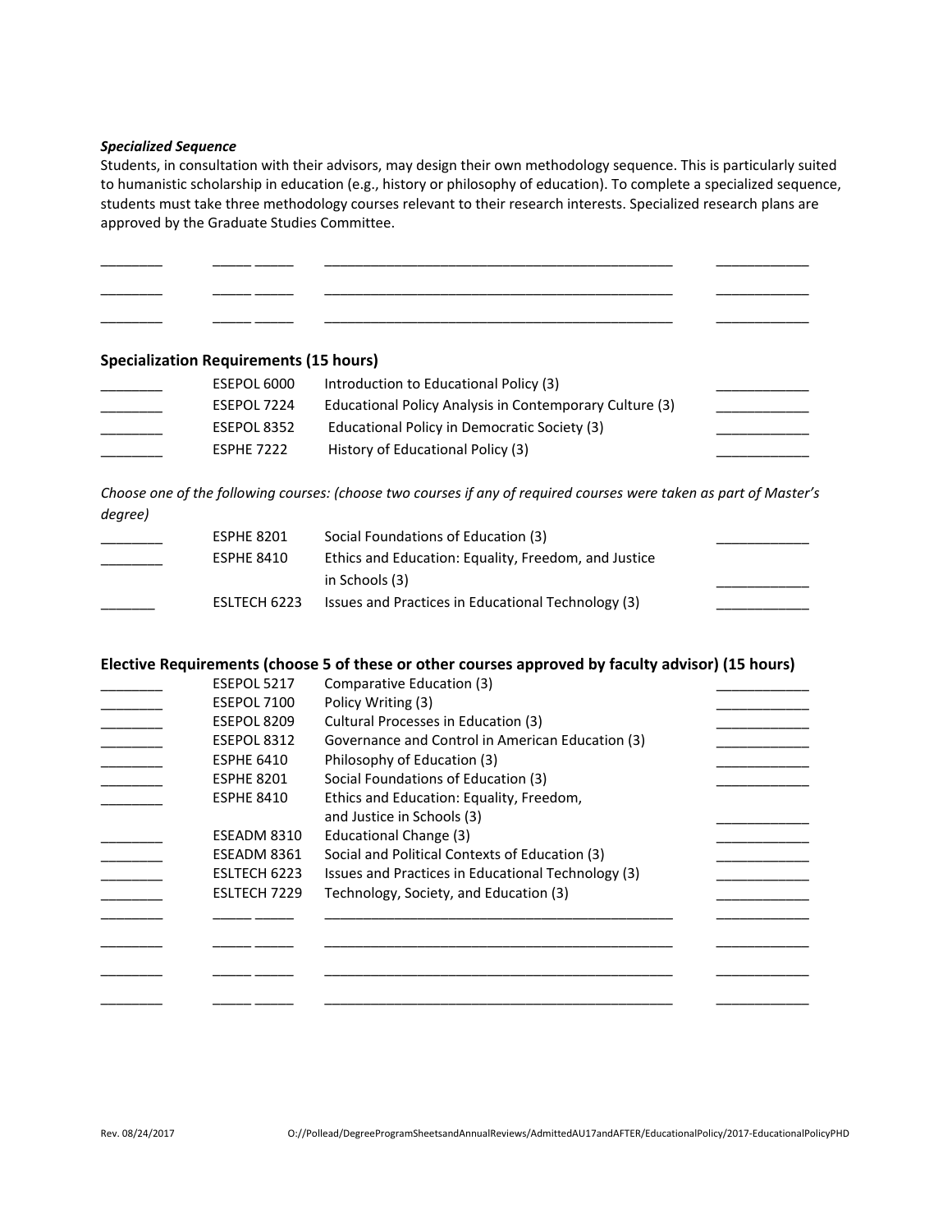***Specialized Sequence***

Students, in consultation with their advisors, may design their own methodology sequence. This is particularly suited to humanistic scholarship in education (e.g., history or philosophy of education). To complete a specialized sequence, students must take three methodology courses relevant to their research interests. Specialized research plans are approved by the Graduate Studies Committee.

| | | | |
|---|---|---|---|
| ________ | _____ _____ | _______________________________________________ | ____________ |
| ________ | _____ _____ | _______________________________________________ | ____________ |
| ________ | _____ _____ | _______________________________________________ | ____________ |

## Specialization Requirements (15 hours)

| | | | |
|---|---|---|---|
| ________ | ESEPOL 6000 | Introduction to Educational Policy (3) | ____________ |
| ________ | ESEPOL 7224 | Educational Policy Analysis in Contemporary Culture (3) | ____________ |
| ________ | ESEPOL 8352 | Educational Policy in Democratic Society (3) | ____________ |
| ________ | ESPHE 7222 | History of Educational Policy (3) | ____________ |

*Choose one of the following courses: (choose two courses if any of required courses were taken as part of Master's degree)*

| | | | |
|---|---|---|---|
| ________ | ESPHE 8201 | Social Foundations of Education (3) | ____________ |
| ________ | ESPHE 8410 | Ethics and Education: Equality, Freedom, and Justice in Schools (3) | ____________ |
| _______ | ESLTECH 6223 | Issues and Practices in Educational Technology (3) | ____________ |

## Elective Requirements (choose 5 of these or other courses approved by faculty advisor) (15 hours)

| | | | |
|---|---|---|---|
| ________ | ESEPOL 5217 | Comparative Education (3) | ____________ |
| ________ | ESEPOL 7100 | Policy Writing (3) | ____________ |
| ________ | ESEPOL 8209 | Cultural Processes in Education (3) | ____________ |
| ________ | ESEPOL 8312 | Governance and Control in American Education (3) | ____________ |
| ________ | ESPHE 6410 | Philosophy of Education (3) | ____________ |
| ________ | ESPHE 8201 | Social Foundations of Education (3) | ____________ |
| ________ | ESPHE 8410 | Ethics and Education: Equality, Freedom, and Justice in Schools (3) | ____________ |
| ________ | ESEADM 8310 | Educational Change (3) | ____________ |
| ________ | ESEADM 8361 | Social and Political Contexts of Education (3) | ____________ |
| ________ | ESLTECH 6223 | Issues and Practices in Educational Technology (3) | ____________ |
| ________ | ESLTECH 7229 | Technology, Society, and Education (3) | ____________ |
| ________ | _____ _____ | _______________________________________________ | ____________ |
| ________ | _____ _____ | _______________________________________________ | ____________ |
| ________ | _____ _____ | _______________________________________________ | ____________ |
| ________ | _____ _____ | _______________________________________________ | ____________ |

Rev. 08/24/2017 O://Pollead/DegreeProgramSheetsandAnnualReviews/AdmittedAU17andAFTER/EducationalPolicy/2017-EducationalPolicyPHD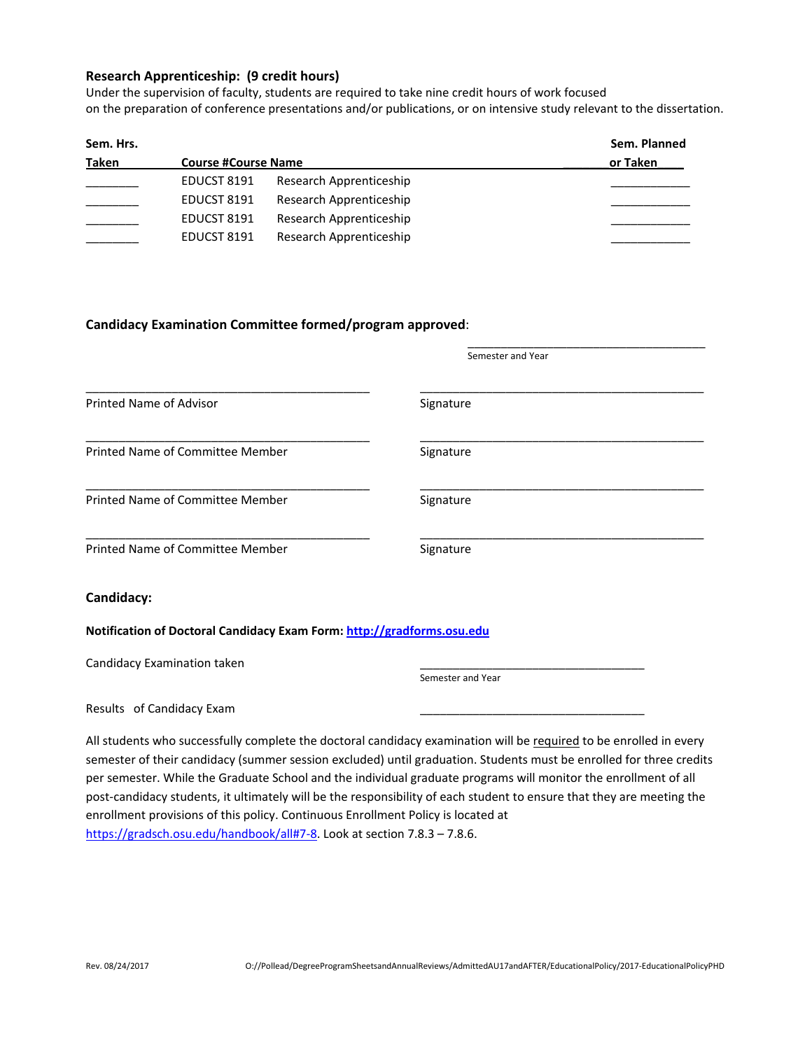**Research Apprenticeship: (9 credit hours)**

Under the supervision of faculty, students are required to take nine credit hours of work focused on the preparation of conference presentations and/or publications, or on intensive study relevant to the dissertation.

| Sem. Hrs. Taken | Course # | Course Name | Sem. Planned or Taken |
|---|---|---|---|
| ________ | EDUCST 8191 | Research Apprenticeship | ____________ |
| ________ | EDUCST 8191 | Research Apprenticeship | ____________ |
| ________ | EDUCST 8191 | Research Apprenticeship | ____________ |
| ________ | EDUCST 8191 | Research Apprenticeship | ____________ |

**Candidacy Examination Committee formed/program approved**:

______________________________________
Semester and Year

______________________________________ ______________________________________
Printed Name of Advisor Signature

______________________________________ ______________________________________
Printed Name of Committee Member Signature

______________________________________ ______________________________________
Printed Name of Committee Member Signature

______________________________________ ______________________________________
Printed Name of Committee Member Signature

**Candidacy:**

**Notification of Doctoral Candidacy Exam Form: http://gradforms.osu.edu**

Candidacy Examination taken ____________________________________
Semester and Year

Results of Candidacy Exam ____________________________________

All students who successfully complete the doctoral candidacy examination will be required to be enrolled in every semester of their candidacy (summer session excluded) until graduation. Students must be enrolled for three credits per semester. While the Graduate School and the individual graduate programs will monitor the enrollment of all post-candidacy students, it ultimately will be the responsibility of each student to ensure that they are meeting the enrollment provisions of this policy. Continuous Enrollment Policy is located at https://gradsch.osu.edu/handbook/all#7-8. Look at section 7.8.3 – 7.8.6.

Rev. 08/24/2017 O://Pollead/DegreeProgramSheetsandAnnualReviews/AdmittedAU17andAFTER/EducationalPolicy/2017-EducationalPolicyPHD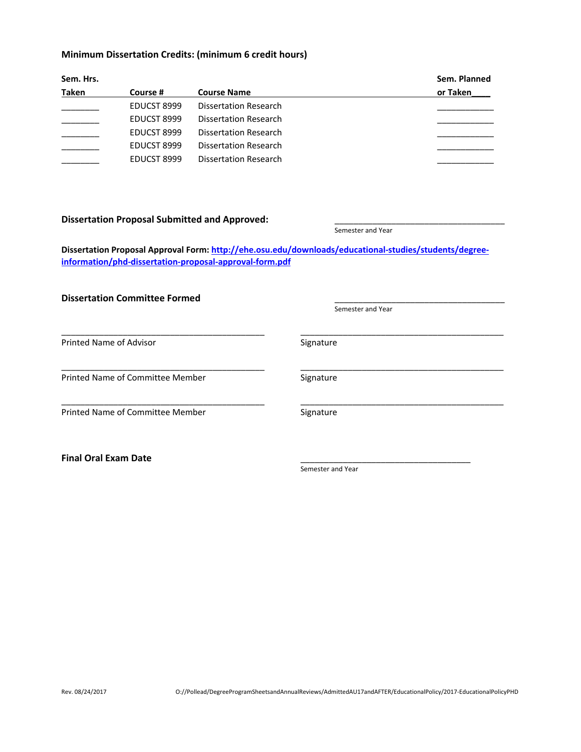**Minimum Dissertation Credits: (minimum 6 credit hours)**

| Sem. Hrs. Taken | Course # | Course Name | Sem. Planned or Taken |
|---|---|---|---|
| ________ | EDUCST 8999 | Dissertation Research | ____________ |
| ________ | EDUCST 8999 | Dissertation Research | ____________ |
| ________ | EDUCST 8999 | Dissertation Research | ____________ |
| ________ | EDUCST 8999 | Dissertation Research | ____________ |
| ________ | EDUCST 8999 | Dissertation Research | ____________ |

**Dissertation Proposal Submitted and Approved:** ______________________________________
Semester and Year

**Dissertation Proposal Approval Form: [http://ehe.osu.edu/downloads/educational-studies/students/degree-information/phd-dissertation-proposal-approval-form.pdf](http://ehe.osu.edu/downloads/educational-studies/students/degree-information/phd-dissertation-proposal-approval-form.pdf)**

**Dissertation Committee Formed** ______________________________________
Semester and Year

______________________________________________ ______________________________________________
Printed Name of Advisor Signature

______________________________________________ ______________________________________________
Printed Name of Committee Member Signature

______________________________________________ ______________________________________________
Printed Name of Committee Member Signature

**Final Oral Exam Date** ______________________________________
Semester and Year

Rev. 08/24/2017 O://Pollead/DegreeProgramSheetsandAnnualReviews/AdmittedAU17andAFTER/EducationalPolicy/2017-EducationalPolicyPHD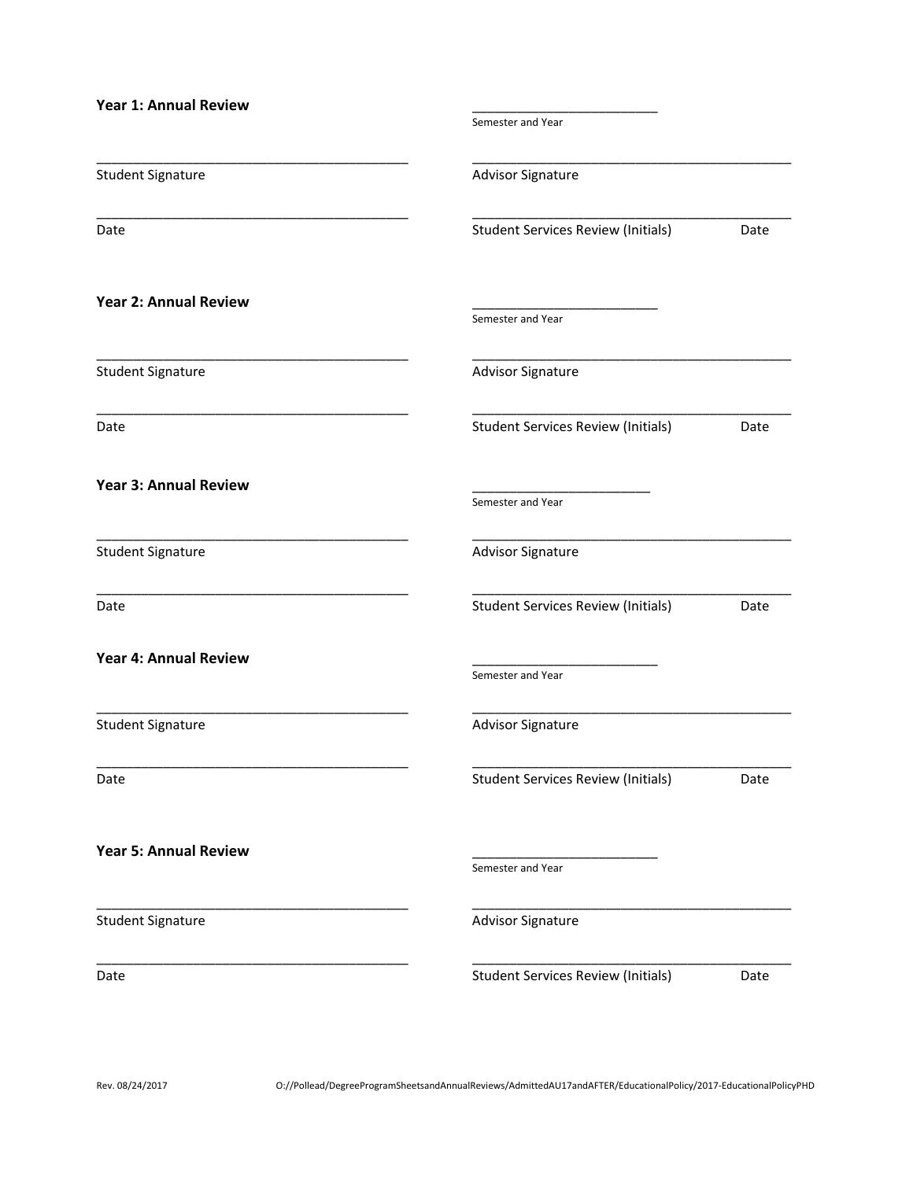**Year 1: Annual Review**

_________________________
Semester and Year

___________________________________________
Student Signature

___________________________________________
Advisor Signature

___________________________________________
Date

___________________________________________
Student Services Review (Initials) Date

**Year 2: Annual Review**

_________________________
Semester and Year

___________________________________________
Student Signature

___________________________________________
Advisor Signature

___________________________________________
Date

___________________________________________
Student Services Review (Initials) Date

**Year 3: Annual Review**

_________________________
Semester and Year

___________________________________________
Student Signature

___________________________________________
Advisor Signature

___________________________________________
Date

___________________________________________
Student Services Review (Initials) Date

**Year 4: Annual Review**

_________________________
Semester and Year

___________________________________________
Student Signature

___________________________________________
Advisor Signature

___________________________________________
Date

___________________________________________
Student Services Review (Initials) Date

**Year 5: Annual Review**

_________________________
Semester and Year

___________________________________________
Student Signature

___________________________________________
Advisor Signature

___________________________________________
Date

___________________________________________
Student Services Review (Initials) Date

Rev. 08/24/2017 O://Pollead/DegreeProgramSheetsandAnnualReviews/AdmittedAU17andAFTER/EducationalPolicy/2017-EducationalPolicyPHD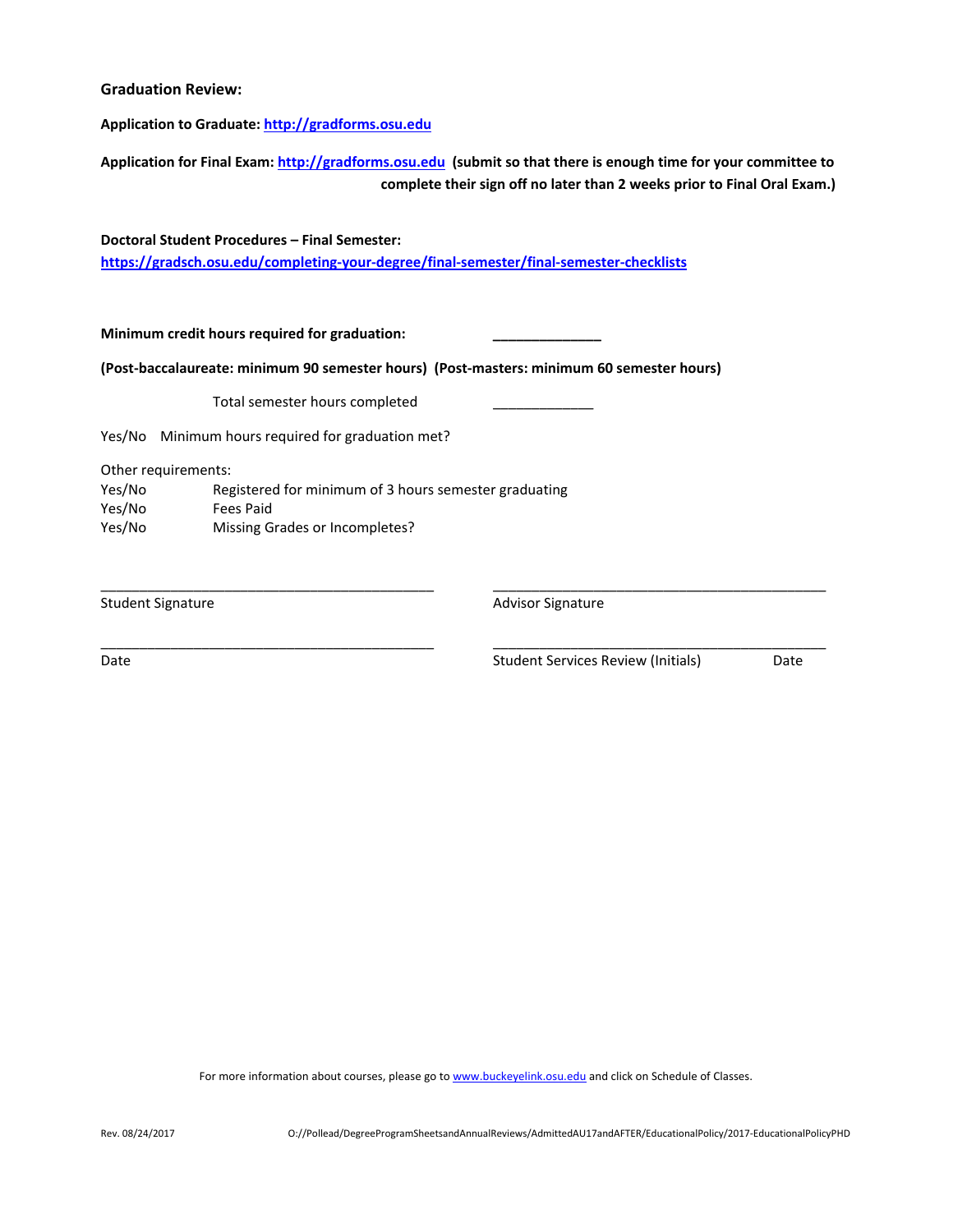**Graduation Review:**

**Application to Graduate:** **http://gradforms.osu.edu**

**Application for Final Exam:** **http://gradforms.osu.edu** **(submit so that there is enough time for your committee to complete their sign off no later than 2 weeks prior to Final Oral Exam.)**

**Doctoral Student Procedures – Final Semester:**
**https://gradsch.osu.edu/completing-your-degree/final-semester/final-semester-checklists**

**Minimum credit hours required for graduation:** ______________

**(Post-baccalaureate: minimum 90 semester hours) (Post-masters: minimum 60 semester hours)**

Total semester hours completed ______________

Yes/No Minimum hours required for graduation met?

Other requirements:

Yes/No Registered for minimum of 3 hours semester graduating
Yes/No Fees Paid
Yes/No Missing Grades or Incompletes?

_____________________________________________ _____________________________________________
Student Signature Advisor Signature

_____________________________________________ _____________________________________________
Date Student Services Review (Initials) Date

For more information about courses, please go to www.buckeyelink.osu.edu and click on Schedule of Classes.

Rev. 08/24/2017 O://Pollead/DegreeProgramSheetsandAnnualReviews/AdmittedAU17andAFTER/EducationalPolicy/2017-EducationalPolicyPHD